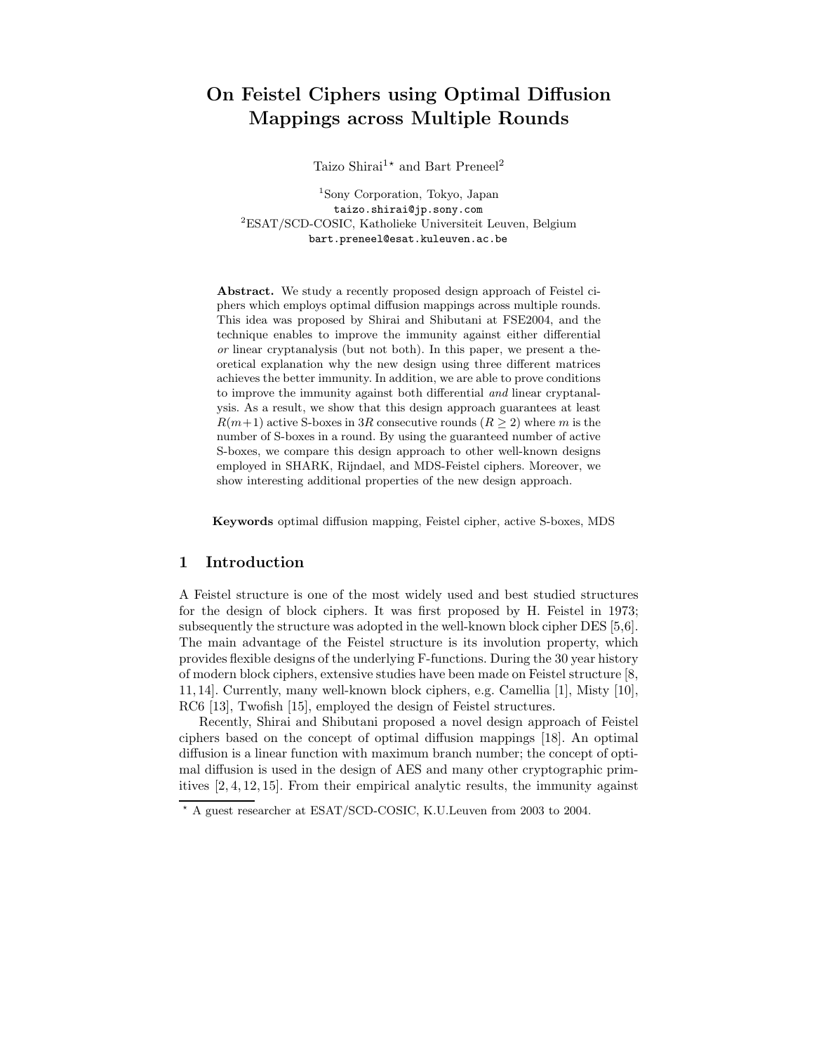# On Feistel Ciphers using Optimal Diffusion Mappings across Multiple Rounds

Taizo Shirai[1]* and Bart Preneel[2]

[1]Sony Corporation, Tokyo, Japan
taizo.shirai@jp.sony.com
[2]ESAT/SCD-COSIC, Katholieke Universiteit Leuven, Belgium
bart.preneel@esat.kuleuven.ac.be

**Abstract.** We study a recently proposed design approach of Feistel ciphers which employs optimal diffusion mappings across multiple rounds. This idea was proposed by Shirai and Shibutani at FSE2004, and the technique enables to improve the immunity against either differential *or* linear cryptanalysis (but not both). In this paper, we present a theoretical explanation why the new design using three different matrices achieves the better immunity. In addition, we are able to prove conditions to improve the immunity against both differential *and* linear cryptanalysis. As a result, we show that this design approach guarantees at least $R(m+1)$ active S-boxes in $3R$ consecutive rounds ($R \geq 2$) where $m$ is the number of S-boxes in a round. By using the guaranteed number of active S-boxes, we compare this design approach to other well-known designs employed in SHARK, Rijndael, and MDS-Feistel ciphers. Moreover, we show interesting additional properties of the new design approach.

**Keywords** optimal diffusion mapping, Feistel cipher, active S-boxes, MDS

## 1 Introduction

A Feistel structure is one of the most widely used and best studied structures for the design of block ciphers. It was first proposed by H. Feistel in 1973; subsequently the structure was adopted in the well-known block cipher DES [5,6]. The main advantage of the Feistel structure is its involution property, which provides flexible designs of the underlying F-functions. During the 30 year history of modern block ciphers, extensive studies have been made on Feistel structure [8, 11, 14]. Currently, many well-known block ciphers, e.g. Camellia [1], Misty [10], RC6 [13], Twofish [15], employed the design of Feistel structures.

Recently, Shirai and Shibutani proposed a novel design approach of Feistel ciphers based on the concept of optimal diffusion mappings [18]. An optimal diffusion is a linear function with maximum branch number; the concept of optimal diffusion is used in the design of AES and many other cryptographic primitives [2, 4, 12, 15]. From their empirical analytic results, the immunity against

* A guest researcher at ESAT/SCD-COSIC, K.U.Leuven from 2003 to 2004.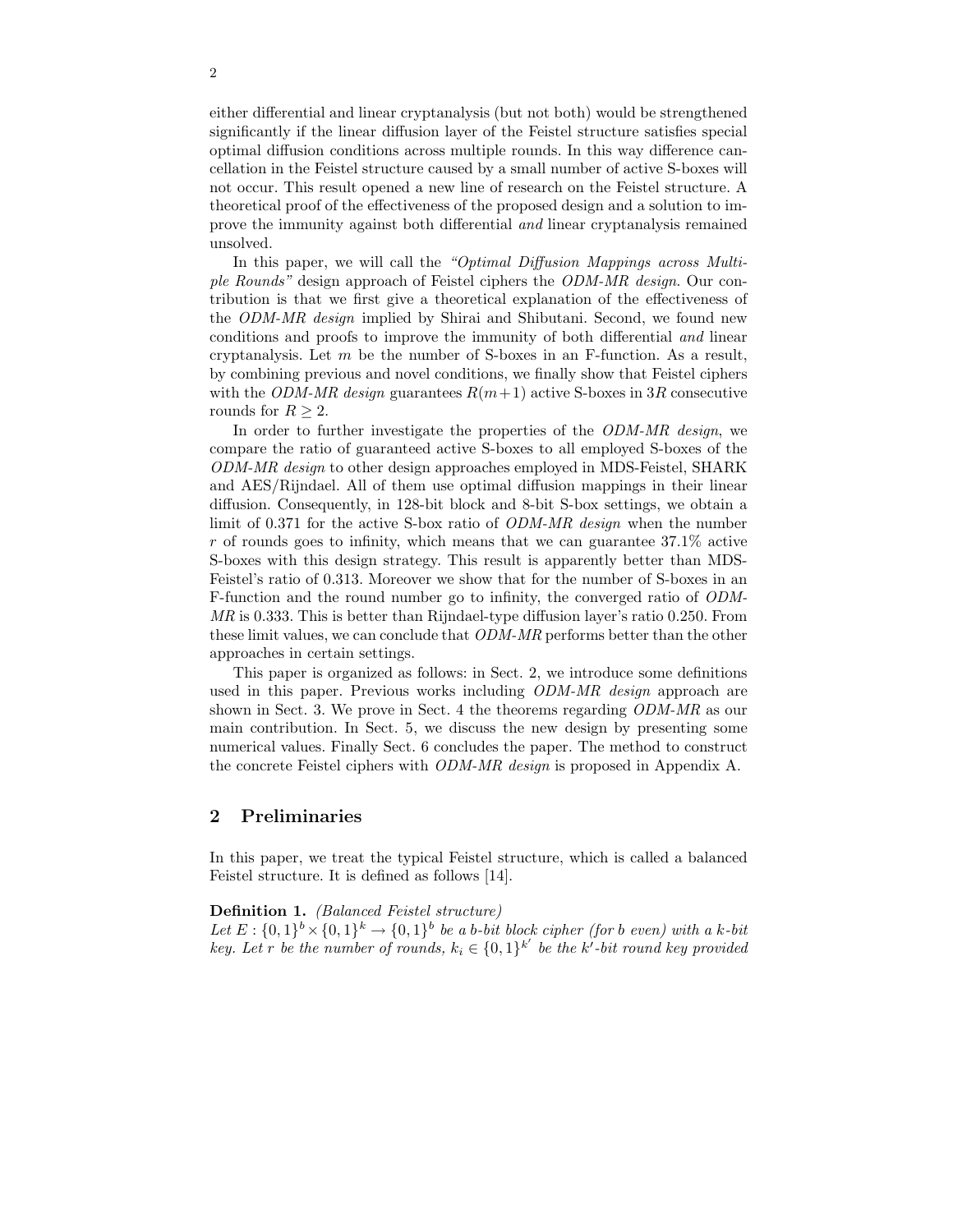either differential and linear cryptanalysis (but not both) would be strengthened significantly if the linear diffusion layer of the Feistel structure satisfies special optimal diffusion conditions across multiple rounds. In this way difference cancellation in the Feistel structure caused by a small number of active S-boxes will not occur. This result opened a new line of research on the Feistel structure. A theoretical proof of the effectiveness of the proposed design and a solution to improve the immunity against both differential *and* linear cryptanalysis remained unsolved.

In this paper, we will call the *"Optimal Diffusion Mappings across Multiple Rounds"* design approach of Feistel ciphers the *ODM-MR design*. Our contribution is that we first give a theoretical explanation of the effectiveness of the *ODM-MR design* implied by Shirai and Shibutani. Second, we found new conditions and proofs to improve the immunity of both differential *and* linear cryptanalysis. Let $m$ be the number of S-boxes in an F-function. As a result, by combining previous and novel conditions, we finally show that Feistel ciphers with the *ODM-MR design* guarantees $R(m+1)$ active S-boxes in $3R$ consecutive rounds for $R \geq 2$.

In order to further investigate the properties of the *ODM-MR design*, we compare the ratio of guaranteed active S-boxes to all employed S-boxes of the *ODM-MR design* to other design approaches employed in MDS-Feistel, SHARK and AES/Rijndael. All of them use optimal diffusion mappings in their linear diffusion. Consequently, in 128-bit block and 8-bit S-box settings, we obtain a limit of 0.371 for the active S-box ratio of *ODM-MR design* when the number $r$ of rounds goes to infinity, which means that we can guarantee 37.1% active S-boxes with this design strategy. This result is apparently better than MDS-Feistel's ratio of 0.313. Moreover we show that for the number of S-boxes in an F-function and the round number go to infinity, the converged ratio of *ODM-MR* is 0.333. This is better than Rijndael-type diffusion layer's ratio 0.250. From these limit values, we can conclude that *ODM-MR* performs better than the other approaches in certain settings.

This paper is organized as follows: in Sect. 2, we introduce some definitions used in this paper. Previous works including *ODM-MR design* approach are shown in Sect. 3. We prove in Sect. 4 the theorems regarding *ODM-MR* as our main contribution. In Sect. 5, we discuss the new design by presenting some numerical values. Finally Sect. 6 concludes the paper. The method to construct the concrete Feistel ciphers with *ODM-MR design* is proposed in Appendix A.

## 2 Preliminaries

In this paper, we treat the typical Feistel structure, which is called a balanced Feistel structure. It is defined as follows [14].

**Definition 1.** *(Balanced Feistel structure)*
*Let $E : \{0,1\}^b \times \{0,1\}^k \rightarrow \{0,1\}^b$ be a $b$-bit block cipher (for $b$ even) with a $k$-bit key. Let $r$ be the number of rounds, $k_i \in \{0,1\}^{k'}$ be the $k'$-bit round key provided*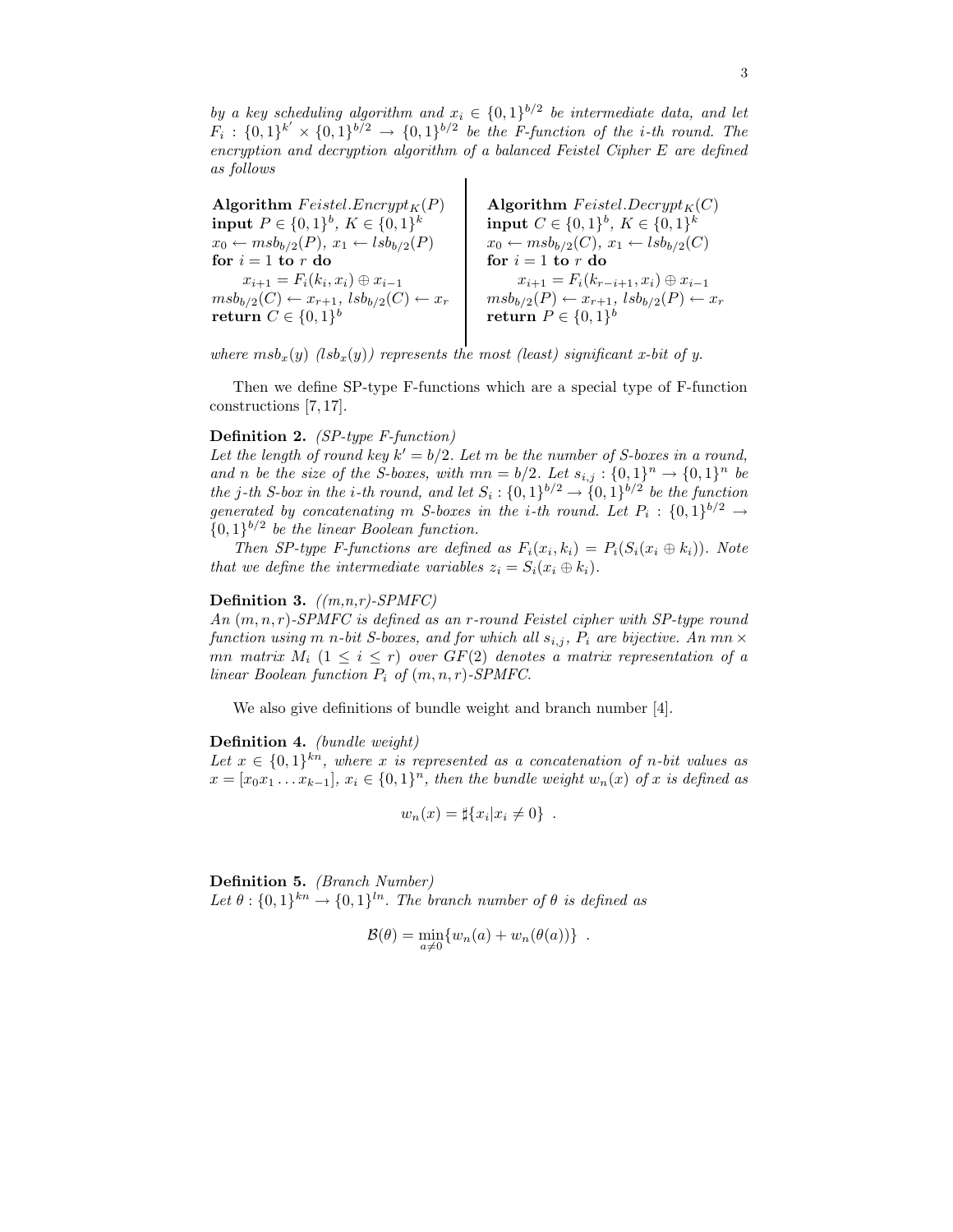*by a key scheduling algorithm and $x_i \in \{0,1\}^{b/2}$ be intermediate data, and let $F_i : \{0,1\}^{k'} \times \{0,1\}^{b/2} \rightarrow \{0,1\}^{b/2}$ be the F-function of the i-th round. The encryption and decryption algorithm of a balanced Feistel Cipher E are defined as follows*

**Algorithm** $Feistel.Encrypt_K(P)$
**input** $P \in \{0,1\}^b$, $K \in \{0,1\}^k$
$x_0 \leftarrow msb_{b/2}(P)$, $x_1 \leftarrow lsb_{b/2}(P)$
**for** $i = 1$ **to** $r$ **do**
  $x_{i+1} = F_i(k_i, x_i) \oplus x_{i-1}$
$msb_{b/2}(C) \leftarrow x_{r+1}$, $lsb_{b/2}(C) \leftarrow x_r$
**return** $C \in \{0,1\}^b$

**Algorithm** $Feistel.Decrypt_K(C)$
**input** $C \in \{0,1\}^b$, $K \in \{0,1\}^k$
$x_0 \leftarrow msb_{b/2}(C)$, $x_1 \leftarrow lsb_{b/2}(C)$
**for** $i = 1$ **to** $r$ **do**
  $x_{i+1} = F_i(k_{r-i+1}, x_i) \oplus x_{i-1}$
$msb_{b/2}(P) \leftarrow x_{r+1}$, $lsb_{b/2}(P) \leftarrow x_r$
**return** $P \in \{0,1\}^b$

*where $msb_x(y)$ ($lsb_x(y)$) represents the most (least) significant x-bit of y.*

Then we define SP-type F-functions which are a special type of F-function constructions [7,17].

**Definition 2.** *(SP-type F-function)*
*Let the length of round key $k' = b/2$. Let m be the number of S-boxes in a round, and n be the size of the S-boxes, with $mn = b/2$. Let $s_{i,j} : \{0,1\}^n \rightarrow \{0,1\}^n$ be the j-th S-box in the i-th round, and let $S_i : \{0,1\}^{b/2} \rightarrow \{0,1\}^{b/2}$ be the function generated by concatenating m S-boxes in the i-th round. Let $P_i : \{0,1\}^{b/2} \rightarrow \{0,1\}^{b/2}$ be the linear Boolean function.*

*Then SP-type F-functions are defined as $F_i(x_i, k_i) = P_i(S_i(x_i \oplus k_i))$. Note that we define the intermediate variables $z_i = S_i(x_i \oplus k_i)$.*

**Definition 3.** *((m,n,r)-SPMFC)*
*An $(m, n, r)$-SPMFC is defined as an r-round Feistel cipher with SP-type round function using m n-bit S-boxes, and for which all $s_{i,j}$, $P_i$ are bijective. An $mn \times mn$ matrix $M_i$ $(1 \leq i \leq r)$ over $GF(2)$ denotes a matrix representation of a linear Boolean function $P_i$ of $(m, n, r)$-SPMFC.*

We also give definitions of bundle weight and branch number [4].

**Definition 4.** *(bundle weight)*
*Let $x \in \{0,1\}^{kn}$, where x is represented as a concatenation of n-bit values as $x = [x_0 x_1 \ldots x_{k-1}]$, $x_i \in \{0,1\}^n$, then the bundle weight $w_n(x)$ of x is defined as*

$$w_n(x) = \sharp\{x_i | x_i \neq 0\} \ .$$

**Definition 5.** *(Branch Number)*
*Let $\theta : \{0,1\}^{kn} \rightarrow \{0,1\}^{ln}$. The branch number of $\theta$ is defined as*

$$\mathcal{B}(\theta) = \min_{a \neq 0}\{w_n(a) + w_n(\theta(a))\} \ .$$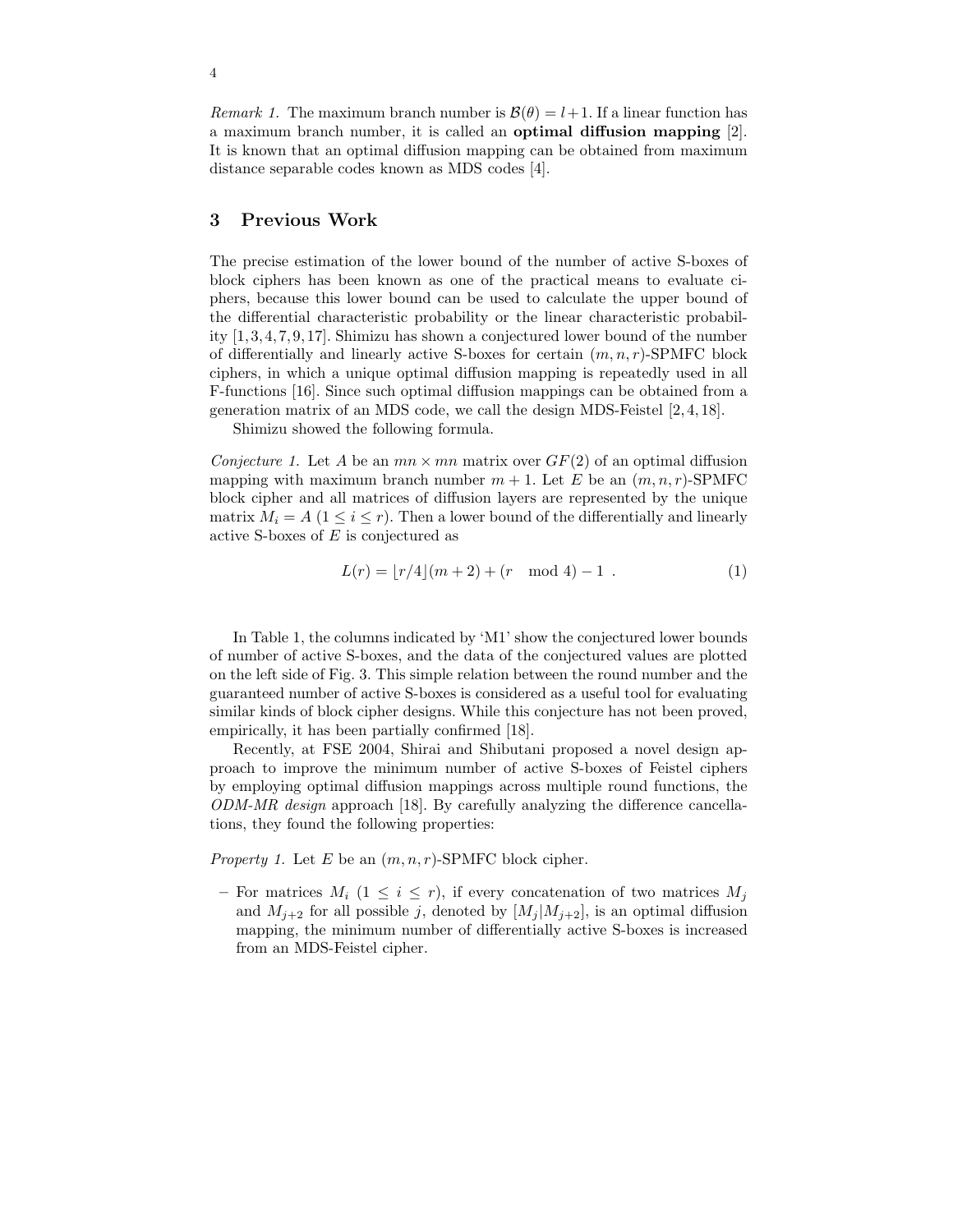*Remark 1.* The maximum branch number is $\mathcal{B}(\theta) = l+1$. If a linear function has a maximum branch number, it is called an **optimal diffusion mapping** [2]. It is known that an optimal diffusion mapping can be obtained from maximum distance separable codes known as MDS codes [4].

## 3 Previous Work

The precise estimation of the lower bound of the number of active S-boxes of block ciphers has been known as one of the practical means to evaluate ciphers, because this lower bound can be used to calculate the upper bound of the differential characteristic probability or the linear characteristic probability [1, 3, 4, 7, 9, 17]. Shimizu has shown a conjectured lower bound of the number of differentially and linearly active S-boxes for certain $(m, n, r)$-SPMFC block ciphers, in which a unique optimal diffusion mapping is repeatedly used in all F-functions [16]. Since such optimal diffusion mappings can be obtained from a generation matrix of an MDS code, we call the design MDS-Feistel [2, 4, 18].

Shimizu showed the following formula.

*Conjecture 1.* Let $A$ be an $mn \times mn$ matrix over $GF(2)$ of an optimal diffusion mapping with maximum branch number $m+1$. Let $E$ be an $(m, n, r)$-SPMFC block cipher and all matrices of diffusion layers are represented by the unique matrix $M_i = A$ $(1 \leq i \leq r)$. Then a lower bound of the differentially and linearly active S-boxes of $E$ is conjectured as

$$L(r) = \lfloor r/4 \rfloor (m+2) + (r \mod 4) - 1 \ . \tag{1}$$

In Table 1, the columns indicated by 'M1' show the conjectured lower bounds of number of active S-boxes, and the data of the conjectured values are plotted on the left side of Fig. 3. This simple relation between the round number and the guaranteed number of active S-boxes is considered as a useful tool for evaluating similar kinds of block cipher designs. While this conjecture has not been proved, empirically, it has been partially confirmed [18].

Recently, at FSE 2004, Shirai and Shibutani proposed a novel design approach to improve the minimum number of active S-boxes of Feistel ciphers by employing optimal diffusion mappings across multiple round functions, the *ODM-MR design* approach [18]. By carefully analyzing the difference cancellations, they found the following properties:

*Property 1.* Let $E$ be an $(m, n, r)$-SPMFC block cipher.

- For matrices $M_i$ $(1 \leq i \leq r)$, if every concatenation of two matrices $M_j$ and $M_{j+2}$ for all possible $j$, denoted by $[M_j|M_{j+2}]$, is an optimal diffusion mapping, the minimum number of differentially active S-boxes is increased from an MDS-Feistel cipher.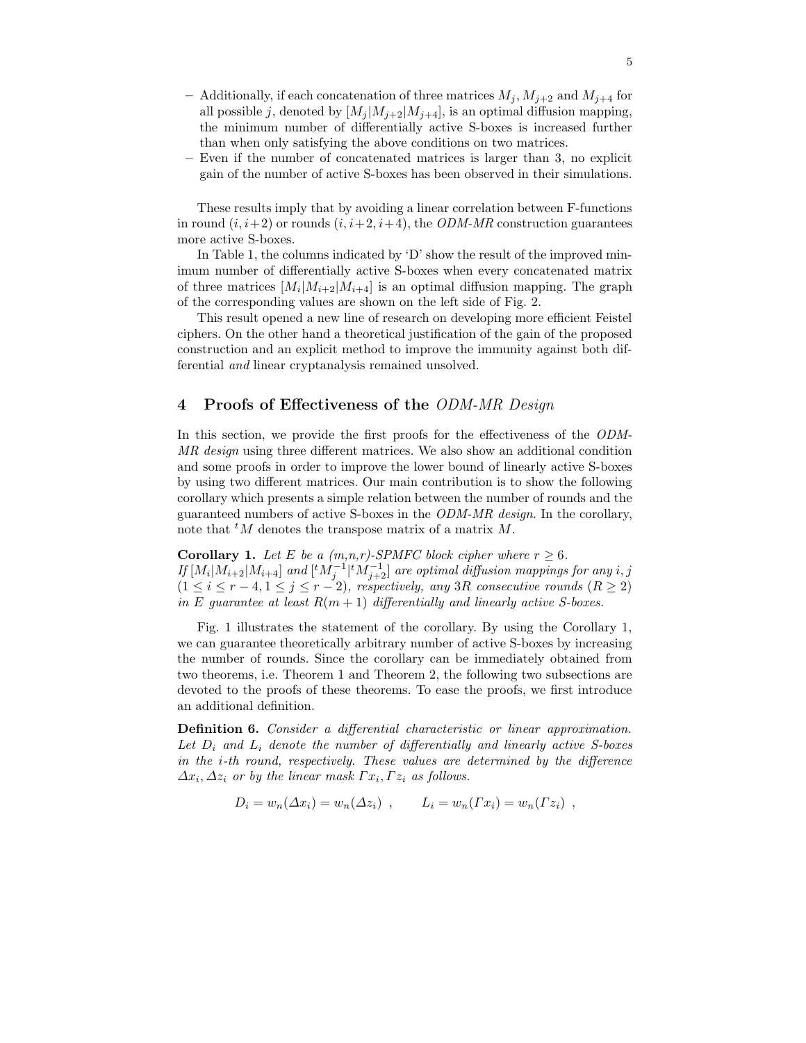- Additionally, if each concatenation of three matrices $M_j, M_{j+2}$ and $M_{j+4}$ for all possible $j$, denoted by $[M_j|M_{j+2}|M_{j+4}]$, is an optimal diffusion mapping, the minimum number of differentially active S-boxes is increased further than when only satisfying the above conditions on two matrices.
- Even if the number of concatenated matrices is larger than 3, no explicit gain of the number of active S-boxes has been observed in their simulations.

These results imply that by avoiding a linear correlation between F-functions in round $(i, i+2)$ or rounds $(i, i+2, i+4)$, the *ODM-MR* construction guarantees more active S-boxes.

In Table 1, the columns indicated by 'D' show the result of the improved minimum number of differentially active S-boxes when every concatenated matrix of three matrices $[M_i|M_{i+2}|M_{i+4}]$ is an optimal diffusion mapping. The graph of the corresponding values are shown on the left side of Fig. 2.

This result opened a new line of research on developing more efficient Feistel ciphers. On the other hand a theoretical justification of the gain of the proposed construction and an explicit method to improve the immunity against both differential *and* linear cryptanalysis remained unsolved.

## 4 Proofs of Effectiveness of the *ODM-MR Design*

In this section, we provide the first proofs for the effectiveness of the *ODM-MR design* using three different matrices. We also show an additional condition and some proofs in order to improve the lower bound of linearly active S-boxes by using two different matrices. Our main contribution is to show the following corollary which presents a simple relation between the number of rounds and the guaranteed numbers of active S-boxes in the *ODM-MR design*. In the corollary, note that ${}^tM$ denotes the transpose matrix of a matrix $M$.

**Corollary 1.** *Let $E$ be a $(m,n,r)$-SPMFC block cipher where $r \geq 6$. If $[M_i|M_{i+2}|M_{i+4}]$ and $[{}^tM_j^{-1}|{}^tM_{j+2}^{-1}]$ are optimal diffusion mappings for any $i, j$ $(1 \leq i \leq r-4, 1 \leq j \leq r-2)$, respectively, any $3R$ consecutive rounds $(R \geq 2)$ in $E$ guarantee at least $R(m+1)$ differentially and linearly active S-boxes.*

Fig. 1 illustrates the statement of the corollary. By using the Corollary 1, we can guarantee theoretically arbitrary number of active S-boxes by increasing the number of rounds. Since the corollary can be immediately obtained from two theorems, i.e. Theorem 1 and Theorem 2, the following two subsections are devoted to the proofs of these theorems. To ease the proofs, we first introduce an additional definition.

**Definition 6.** *Consider a differential characteristic or linear approximation. Let $D_i$ and $L_i$ denote the number of differentially and linearly active S-boxes in the i-th round, respectively. These values are determined by the difference $\Delta x_i, \Delta z_i$ or by the linear mask $\Gamma x_i, \Gamma z_i$ as follows.*

$$D_i = w_n(\Delta x_i) = w_n(\Delta z_i) \ , \qquad L_i = w_n(\Gamma x_i) = w_n(\Gamma z_i) \ ,$$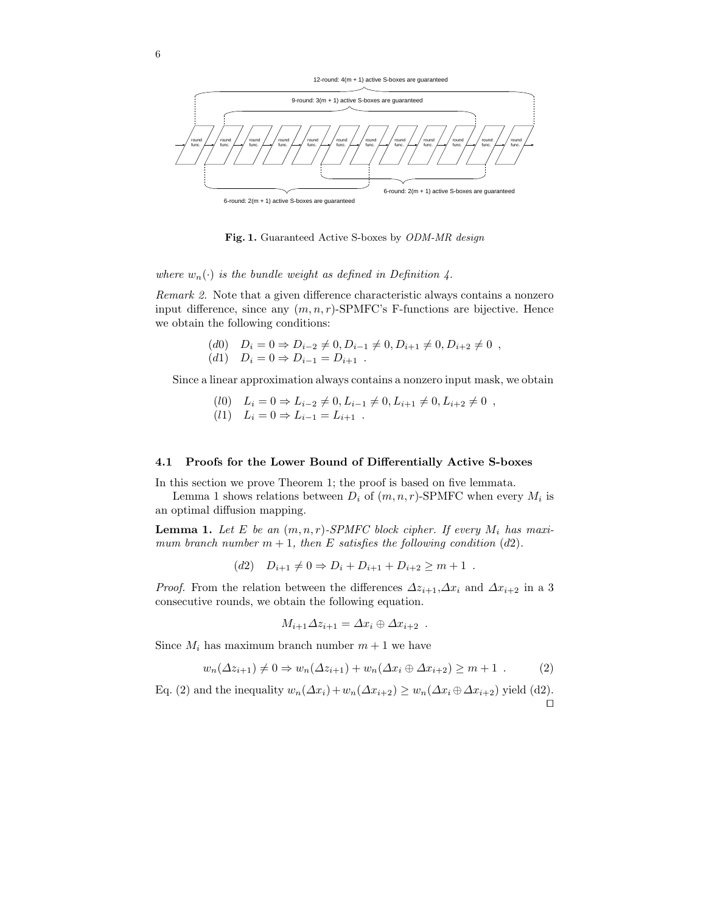12-round: 4(m + 1) active S-boxes are guaranteed

9-round: 3(m + 1) active S-boxes are guaranteed

round func. round func. round func. round func. round func. round func. round func. round func. round func. round func. round func. round func.

6-round: 2(m + 1) active S-boxes are guaranteed

6-round: 2(m + 1) active S-boxes are guaranteed

**Fig. 1.** Guaranteed Active S-boxes by *ODM-MR design*

*where $w_n(\cdot)$ is the bundle weight as defined in Definition 4.*

*Remark 2.* Note that a given difference characteristic always contains a nonzero input difference, since any $(m, n, r)$-SPMFC's F-functions are bijective. Hence we obtain the following conditions:

$$
\begin{aligned}
&(d0) \quad D_i = 0 \Rightarrow D_{i-2} \neq 0, D_{i-1} \neq 0, D_{i+1} \neq 0, D_{i+2} \neq 0 \ , \\
&(d1) \quad D_i = 0 \Rightarrow D_{i-1} = D_{i+1} \ .
\end{aligned}
$$

Since a linear approximation always contains a nonzero input mask, we obtain

$$
\begin{aligned}
&(l0) \quad L_i = 0 \Rightarrow L_{i-2} \neq 0, L_{i-1} \neq 0, L_{i+1} \neq 0, L_{i+2} \neq 0 \ , \\
&(l1) \quad L_i = 0 \Rightarrow L_{i-1} = L_{i+1} \ .
\end{aligned}
$$

### 4.1 Proofs for the Lower Bound of Differentially Active S-boxes

In this section we prove Theorem 1; the proof is based on five lemmata.

Lemma 1 shows relations between $D_i$ of $(m, n, r)$-SPMFC when every $M_i$ is an optimal diffusion mapping.

**Lemma 1.** *Let $E$ be an $(m, n, r)$-SPMFC block cipher. If every $M_i$ has maximum branch number $m + 1$, then $E$ satisfies the following condition $(d2)$.*

$$
(d2) \quad D_{i+1} \neq 0 \Rightarrow D_i + D_{i+1} + D_{i+2} \geq m + 1 \ .
$$

*Proof.* From the relation between the differences $\Delta z_{i+1}$,$\Delta x_i$ and $\Delta x_{i+2}$ in a 3 consecutive rounds, we obtain the following equation.

$$
M_{i+1} \Delta z_{i+1} = \Delta x_i \oplus \Delta x_{i+2} \ .
$$

Since $M_i$ has maximum branch number $m + 1$ we have

$$
w_n(\Delta z_{i+1}) \neq 0 \Rightarrow w_n(\Delta z_{i+1}) + w_n(\Delta x_i \oplus \Delta x_{i+2}) \geq m + 1 \ . \qquad (2)
$$

Eq. (2) and the inequality $w_n(\Delta x_i) + w_n(\Delta x_{i+2}) \geq w_n(\Delta x_i \oplus \Delta x_{i+2})$ yield (d2). $\square$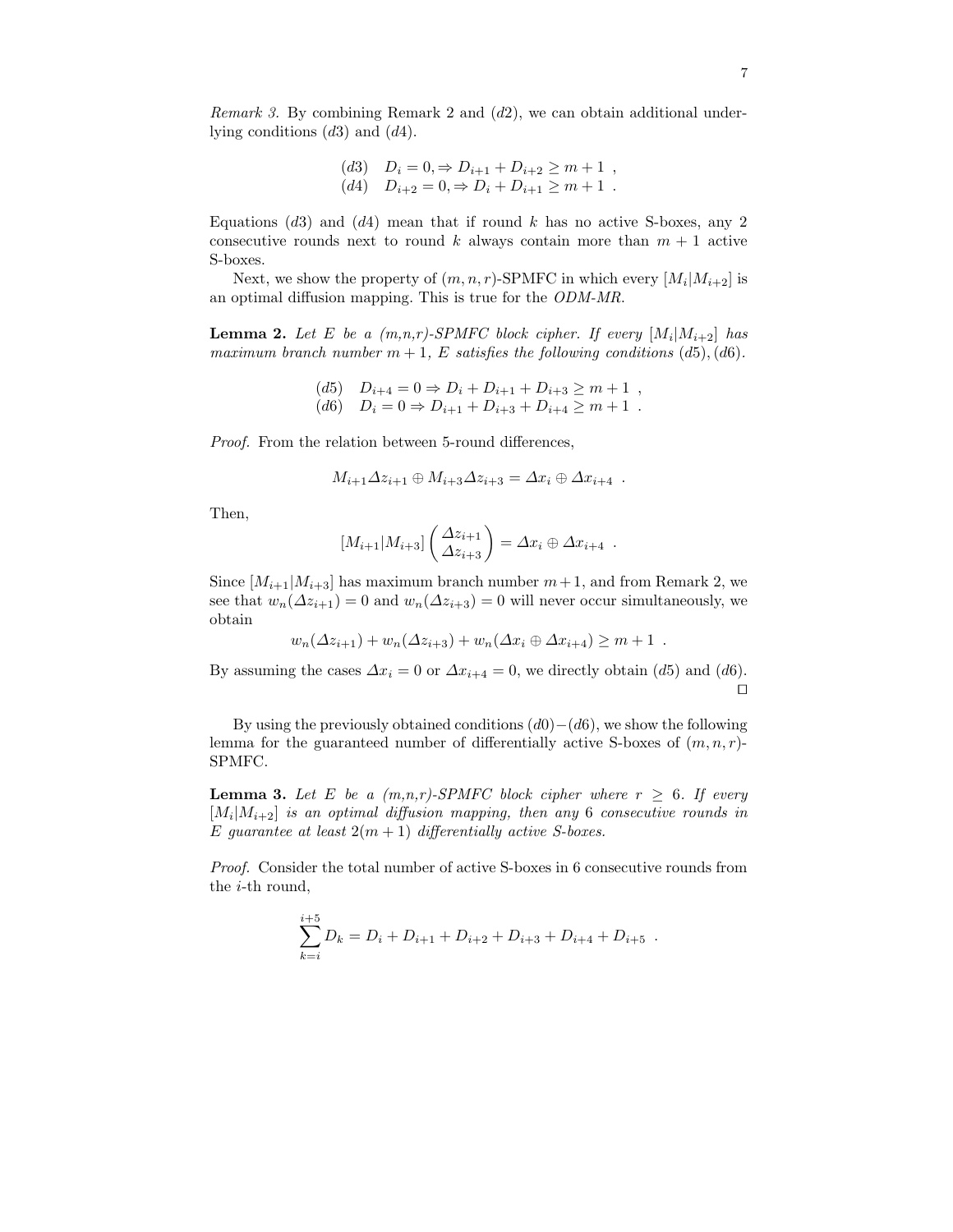*Remark 3.* By combining Remark 2 and $(d2)$, we can obtain additional underlying conditions $(d3)$ and $(d4)$.

$$
\begin{array}{ll}
(d3) & D_i = 0, \Rightarrow D_{i+1} + D_{i+2} \geq m+1 \ , \\
(d4) & D_{i+2} = 0, \Rightarrow D_i + D_{i+1} \geq m+1 \ .
\end{array}
$$

Equations $(d3)$ and $(d4)$ mean that if round $k$ has no active S-boxes, any 2 consecutive rounds next to round $k$ always contain more than $m+1$ active S-boxes.

Next, we show the property of $(m, n, r)$-SPMFC in which every $[M_i|M_{i+2}]$ is an optimal diffusion mapping. This is true for the *ODM-MR*.

**Lemma 2.** *Let $E$ be a $(m,n,r)$-SPMFC block cipher. If every $[M_i|M_{i+2}]$ has maximum branch number $m+1$, $E$ satisfies the following conditions $(d5), (d6)$.*

$$
\begin{array}{ll}
(d5) & D_{i+4} = 0 \Rightarrow D_i + D_{i+1} + D_{i+3} \geq m+1 \ , \\
(d6) & D_i = 0 \Rightarrow D_{i+1} + D_{i+3} + D_{i+4} \geq m+1 \ .
\end{array}
$$

*Proof.* From the relation between 5-round differences,

$$
M_{i+1}\Delta z_{i+1} \oplus M_{i+3}\Delta z_{i+3} = \Delta x_i \oplus \Delta x_{i+4} \ .
$$

Then,

$$
[M_{i+1}|M_{i+3}] \begin{pmatrix} \Delta z_{i+1} \\ \Delta z_{i+3} \end{pmatrix} = \Delta x_i \oplus \Delta x_{i+4} \ .
$$

Since $[M_{i+1}|M_{i+3}]$ has maximum branch number $m+1$, and from Remark 2, we see that $w_n(\Delta z_{i+1}) = 0$ and $w_n(\Delta z_{i+3}) = 0$ will never occur simultaneously, we obtain

$$
w_n(\Delta z_{i+1}) + w_n(\Delta z_{i+3}) + w_n(\Delta x_i \oplus \Delta x_{i+4}) \geq m+1 \ .
$$

By assuming the cases $\Delta x_i = 0$ or $\Delta x_{i+4} = 0$, we directly obtain $(d5)$ and $(d6)$. □

By using the previously obtained conditions $(d0)-(d6)$, we show the following lemma for the guaranteed number of differentially active S-boxes of $(m, n, r)$-SPMFC.

**Lemma 3.** *Let $E$ be a $(m,n,r)$-SPMFC block cipher where $r \geq 6$. If every $[M_i|M_{i+2}]$ is an optimal diffusion mapping, then any 6 consecutive rounds in $E$ guarantee at least $2(m+1)$ differentially active S-boxes.*

*Proof.* Consider the total number of active S-boxes in 6 consecutive rounds from the $i$-th round,

$$
\sum_{k=i}^{i+5} D_k = D_i + D_{i+1} + D_{i+2} + D_{i+3} + D_{i+4} + D_{i+5} \ .
$$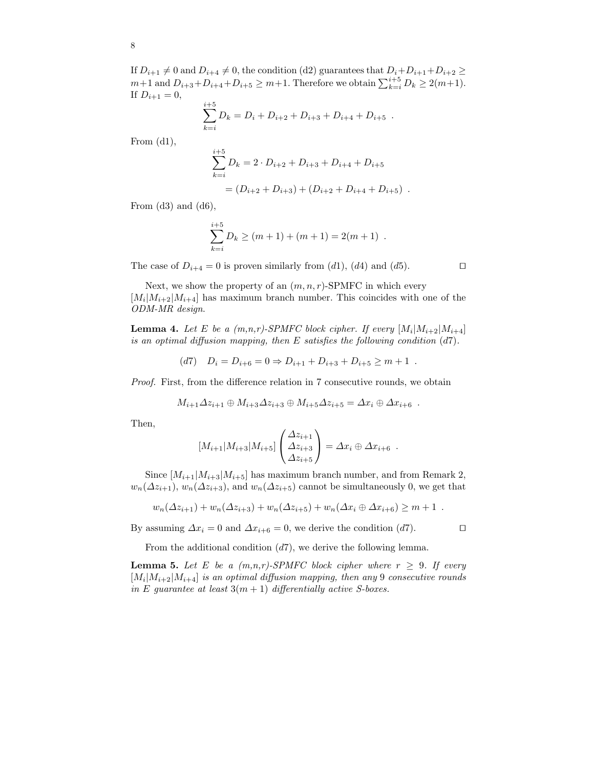If $D_{i+1} \neq 0$ and $D_{i+4} \neq 0$, the condition (d2) guarantees that $D_i + D_{i+1} + D_{i+2} \geq m+1$ and $D_{i+3} + D_{i+4} + D_{i+5} \geq m+1$. Therefore we obtain $\sum_{k=i}^{i+5} D_k \geq 2(m+1)$. If $D_{i+1} = 0$,

$$\sum_{k=i}^{i+5} D_k = D_i + D_{i+2} + D_{i+3} + D_{i+4} + D_{i+5} \ .$$

From (d1),

$$\begin{aligned}\sum_{k=i}^{i+5} D_k &= 2 \cdot D_{i+2} + D_{i+3} + D_{i+4} + D_{i+5} \\ &= (D_{i+2} + D_{i+3}) + (D_{i+2} + D_{i+4} + D_{i+5}) \ .\end{aligned}$$

From (d3) and (d6),

$$\sum_{k=i}^{i+5} D_k \geq (m+1) + (m+1) = 2(m+1) \ .$$

The case of $D_{i+4} = 0$ is proven similarly from $(d1)$, $(d4)$ and $(d5)$. □

Next, we show the property of an $(m, n, r)$-SPMFC in which every $[M_i|M_{i+2}|M_{i+4}]$ has maximum branch number. This coincides with one of the *ODM-MR design*.

**Lemma 4.** *Let $E$ be a (m,n,r)-SPMFC block cipher. If every $[M_i|M_{i+2}|M_{i+4}]$ is an optimal diffusion mapping, then $E$ satisfies the following condition $(d7)$.*

$$(d7) \quad D_i = D_{i+6} = 0 \Rightarrow D_{i+1} + D_{i+3} + D_{i+5} \geq m+1 \ .$$

*Proof.* First, from the difference relation in 7 consecutive rounds, we obtain

$$M_{i+1}\Delta z_{i+1} \oplus M_{i+3}\Delta z_{i+3} \oplus M_{i+5}\Delta z_{i+5} = \Delta x_i \oplus \Delta x_{i+6} \ .$$

Then,

$$[M_{i+1}|M_{i+3}|M_{i+5}] \begin{pmatrix} \Delta z_{i+1} \\ \Delta z_{i+3} \\ \Delta z_{i+5} \end{pmatrix} = \Delta x_i \oplus \Delta x_{i+6} \ .$$

Since $[M_{i+1}|M_{i+3}|M_{i+5}]$ has maximum branch number, and from Remark 2, $w_n(\Delta z_{i+1})$, $w_n(\Delta z_{i+3})$, and $w_n(\Delta z_{i+5})$ cannot be simultaneously 0, we get that

$$w_n(\Delta z_{i+1}) + w_n(\Delta z_{i+3}) + w_n(\Delta z_{i+5}) + w_n(\Delta x_i \oplus \Delta x_{i+6}) \geq m+1 \ .$$

By assuming $\Delta x_i = 0$ and $\Delta x_{i+6} = 0$, we derive the condition $(d7)$. □

From the additional condition $(d7)$, we derive the following lemma.

**Lemma 5.** *Let $E$ be a (m,n,r)-SPMFC block cipher where $r \geq 9$. If every $[M_i|M_{i+2}|M_{i+4}]$ is an optimal diffusion mapping, then any 9 consecutive rounds in $E$ guarantee at least $3(m+1)$ differentially active S-boxes.*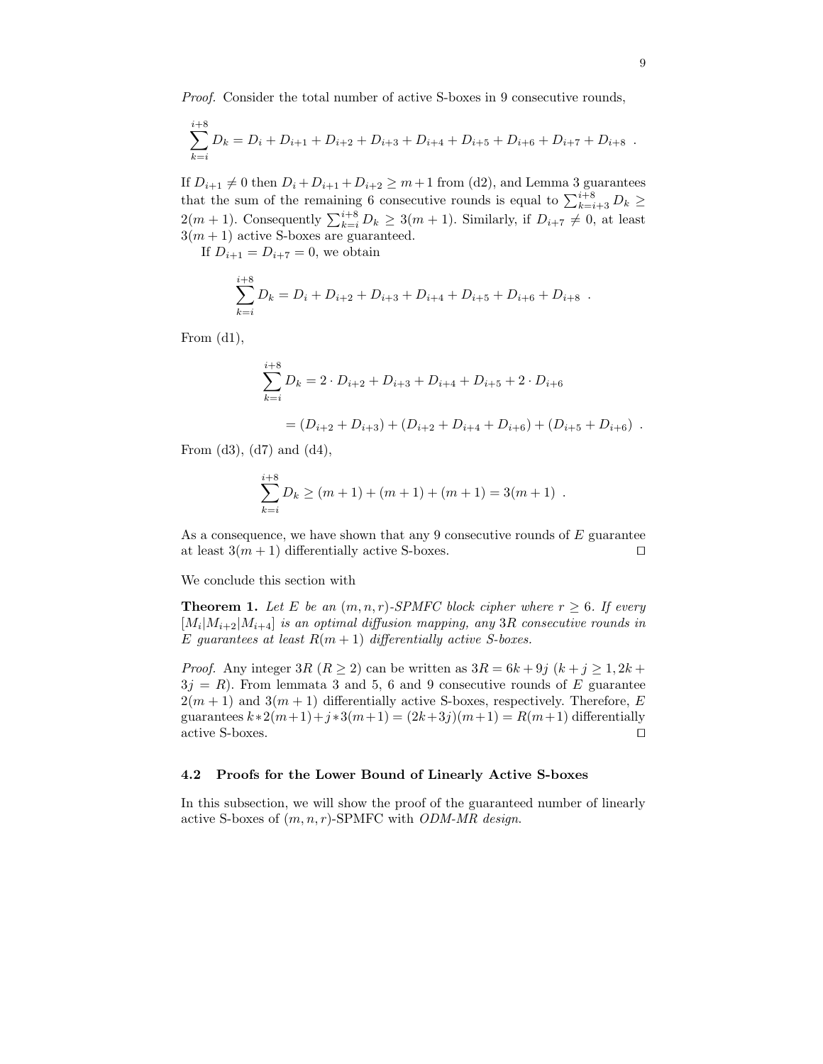*Proof.* Consider the total number of active S-boxes in 9 consecutive rounds,

$$\sum_{k=i}^{i+8} D_k = D_i + D_{i+1} + D_{i+2} + D_{i+3} + D_{i+4} + D_{i+5} + D_{i+6} + D_{i+7} + D_{i+8} \ .$$

If $D_{i+1} \neq 0$ then $D_i + D_{i+1} + D_{i+2} \geq m+1$ from (d2), and Lemma 3 guarantees that the sum of the remaining 6 consecutive rounds is equal to $\sum_{k=i+3}^{i+8} D_k \geq 2(m+1)$. Consequently $\sum_{k=i}^{i+8} D_k \geq 3(m+1)$. Similarly, if $D_{i+7} \neq 0$, at least $3(m+1)$ active S-boxes are guaranteed.

If $D_{i+1} = D_{i+7} = 0$, we obtain

$$\sum_{k=i}^{i+8} D_k = D_i + D_{i+2} + D_{i+3} + D_{i+4} + D_{i+5} + D_{i+6} + D_{i+8} \ .$$

From (d1),

$$\sum_{k=i}^{i+8} D_k = 2 \cdot D_{i+2} + D_{i+3} + D_{i+4} + D_{i+5} + 2 \cdot D_{i+6}$$

$$= (D_{i+2} + D_{i+3}) + (D_{i+2} + D_{i+4} + D_{i+6}) + (D_{i+5} + D_{i+6}) \ .$$

From (d3), (d7) and (d4),

$$\sum_{k=i}^{i+8} D_k \geq (m+1) + (m+1) + (m+1) = 3(m+1) \ .$$

As a consequence, we have shown that any 9 consecutive rounds of $E$ guarantee at least $3(m+1)$ differentially active S-boxes. □

We conclude this section with

**Theorem 1.** *Let $E$ be an $(m,n,r)$-SPMFC block cipher where $r \geq 6$. If every $[M_i|M_{i+2}|M_{i+4}]$ is an optimal diffusion mapping, any $3R$ consecutive rounds in $E$ guarantees at least $R(m+1)$ differentially active S-boxes.*

*Proof.* Any integer $3R$ ($R \geq 2$) can be written as $3R = 6k + 9j$ ($k + j \geq 1, 2k + 3j = R$). From lemmata 3 and 5, 6 and 9 consecutive rounds of $E$ guarantee $2(m+1)$ and $3(m+1)$ differentially active S-boxes, respectively. Therefore, $E$ guarantees $k*2(m+1)+j*3(m+1) = (2k+3j)(m+1) = R(m+1)$ differentially active S-boxes. □

### 4.2 Proofs for the Lower Bound of Linearly Active S-boxes

In this subsection, we will show the proof of the guaranteed number of linearly active S-boxes of $(m,n,r)$-SPMFC with *ODM-MR design*.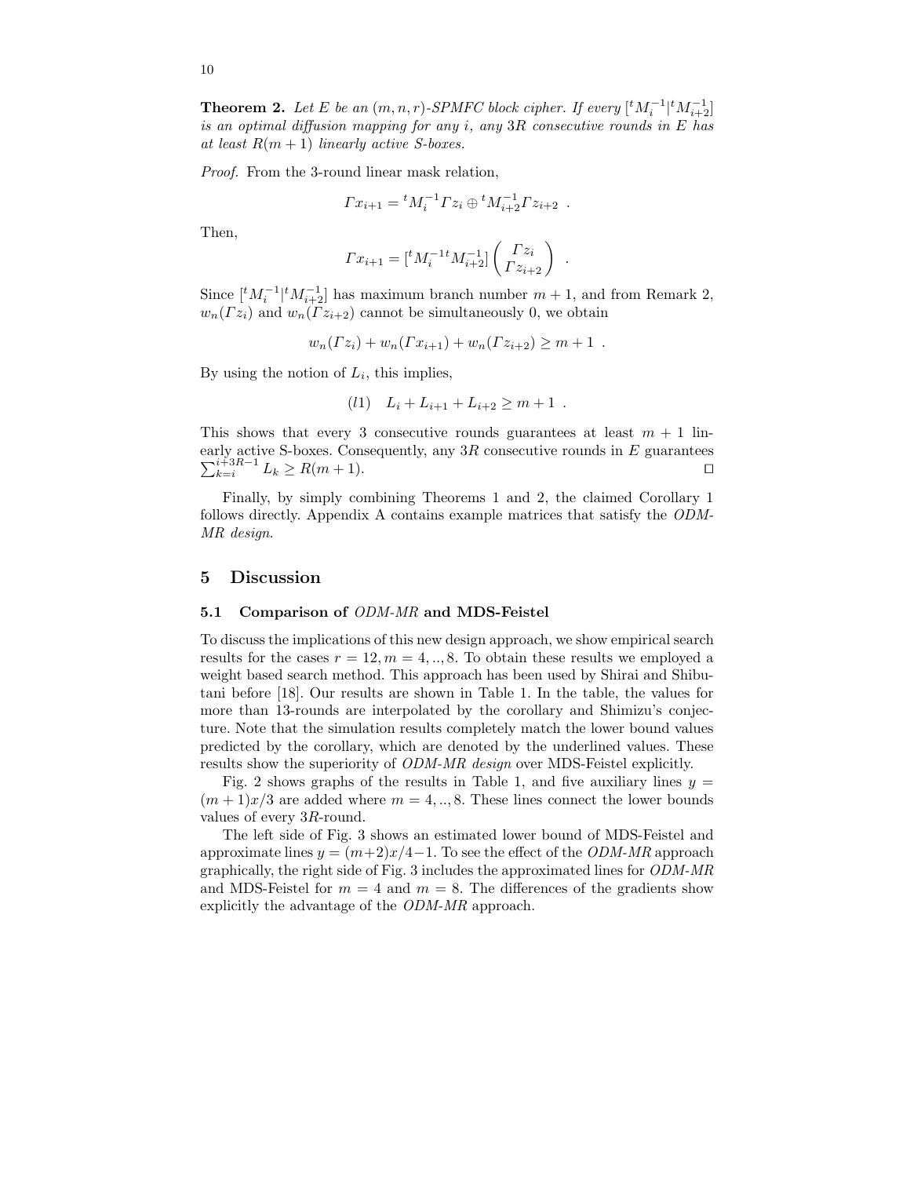**Theorem 2.** *Let $E$ be an $(m, n, r)$-SPMFC block cipher. If every $[{}^tM_i^{-1}|{}^tM_{i+2}^{-1}]$ is an optimal diffusion mapping for any $i$, any $3R$ consecutive rounds in $E$ has at least $R(m+1)$ linearly active S-boxes.*

*Proof.* From the 3-round linear mask relation,

$$\Gamma x_{i+1} = {}^tM_i^{-1}\Gamma z_i \oplus {}^tM_{i+2}^{-1}\Gamma z_{i+2} \ .$$

Then,

$$\Gamma x_{i+1} = [{}^tM_i^{-1}{}^tM_{i+2}^{-1}] \begin{pmatrix} \Gamma z_i \\ \Gamma z_{i+2} \end{pmatrix} \ .$$

Since $[{}^tM_i^{-1}|{}^tM_{i+2}^{-1}]$ has maximum branch number $m+1$, and from Remark 2, $w_n(\Gamma z_i)$ and $w_n(\Gamma z_{i+2})$ cannot be simultaneously 0, we obtain

$$w_n(\Gamma z_i) + w_n(\Gamma x_{i+1}) + w_n(\Gamma z_{i+2}) \geq m+1 \ .$$

By using the notion of $L_i$, this implies,

$$(l1) \quad L_i + L_{i+1} + L_{i+2} \geq m+1 \ .$$

This shows that every 3 consecutive rounds guarantees at least $m+1$ linearly active S-boxes. Consequently, any $3R$ consecutive rounds in $E$ guarantees $\sum_{k=i}^{i+3R-1} L_k \geq R(m+1)$. □

Finally, by simply combining Theorems 1 and 2, the claimed Corollary 1 follows directly. Appendix A contains example matrices that satisfy the *ODM-MR design*.

## 5 Discussion

### 5.1 Comparison of *ODM-MR* and MDS-Feistel

To discuss the implications of this new design approach, we show empirical search results for the cases $r = 12, m = 4, .., 8$. To obtain these results we employed a weight based search method. This approach has been used by Shirai and Shibutani before [18]. Our results are shown in Table 1. In the table, the values for more than 13-rounds are interpolated by the corollary and Shimizu's conjecture. Note that the simulation results completely match the lower bound values predicted by the corollary, which are denoted by the underlined values. These results show the superiority of *ODM-MR design* over MDS-Feistel explicitly.

Fig. 2 shows graphs of the results in Table 1, and five auxiliary lines $y = (m+1)x/3$ are added where $m = 4, .., 8$. These lines connect the lower bounds values of every $3R$-round.

The left side of Fig. 3 shows an estimated lower bound of MDS-Feistel and approximate lines $y = (m+2)x/4-1$. To see the effect of the *ODM-MR* approach graphically, the right side of Fig. 3 includes the approximated lines for *ODM-MR* and MDS-Feistel for $m = 4$ and $m = 8$. The differences of the gradients show explicitly the advantage of the *ODM-MR* approach.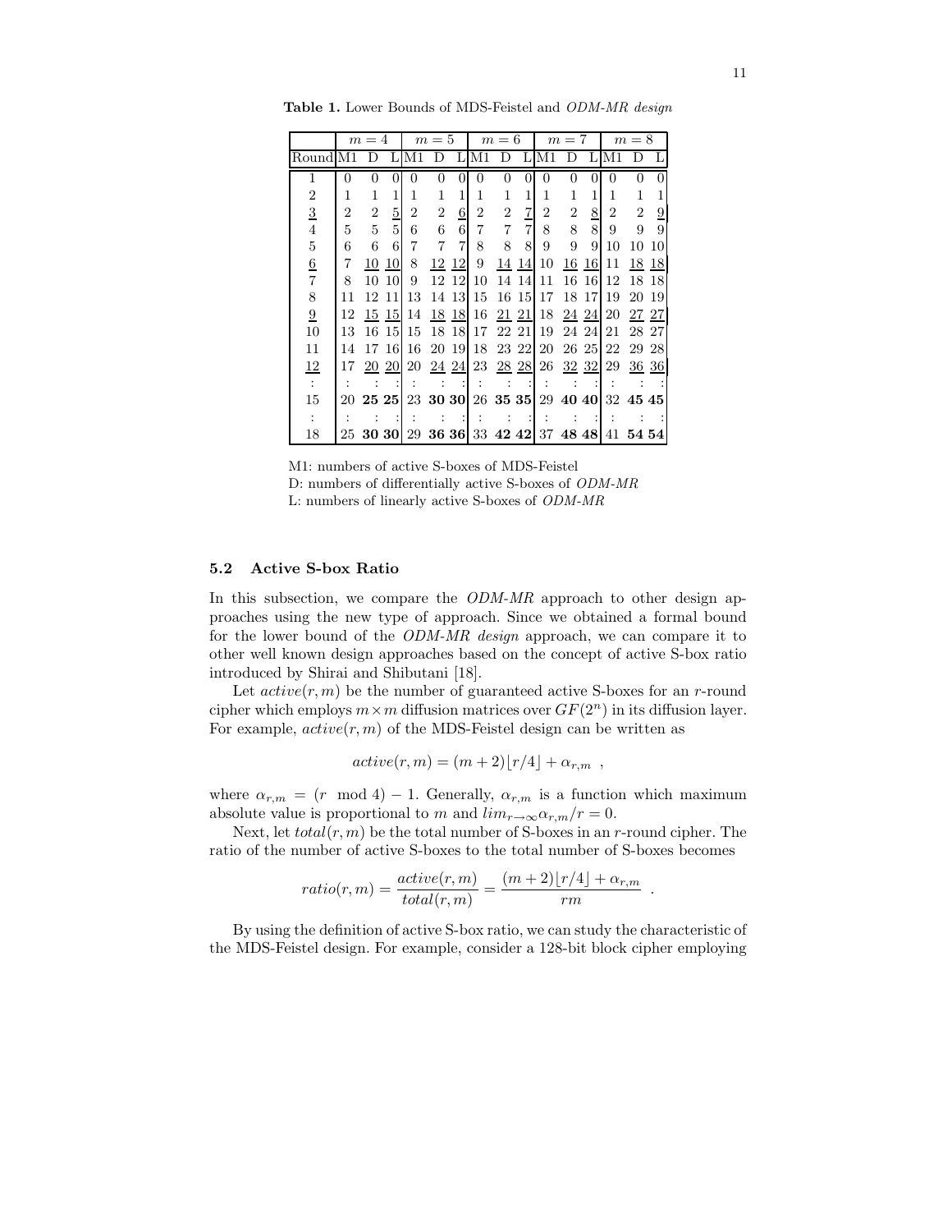**Table 1.** Lower Bounds of MDS-Feistel and *ODM-MR design*

| | $m=4$ | | | $m=5$ | | | $m=6$ | | | $m=7$ | | | $m=8$ | | |
|---|---|---|---|---|---|---|---|---|---|---|---|---|---|---|---|
| Round | M1 | D | L | M1 | D | L | M1 | D | L | M1 | D | L | M1 | D | L |
| 1 | 0 | 0 | 0 | 0 | 0 | 0 | 0 | 0 | 0 | 0 | 0 | 0 | 0 | 0 | 0 |
| 2 | 1 | 1 | 1 | 1 | 1 | 1 | 1 | 1 | 1 | 1 | 1 | 1 | 1 | 1 | 1 |
| <u>3</u> | 2 | 2 | <u>5</u> | 2 | 2 | <u>6</u> | 2 | 2 | <u>7</u> | 2 | 2 | <u>8</u> | 2 | 2 | <u>9</u> |
| 4 | 5 | 5 | 5 | 6 | 6 | 6 | 7 | 7 | 7 | 8 | 8 | 8 | 9 | 9 | 9 |
| 5 | 6 | 6 | 6 | 7 | 7 | 7 | 8 | 8 | 8 | 9 | 9 | 9 | 10 | 10 | 10 |
| <u>6</u> | 7 | <u>10</u> | <u>10</u> | 8 | <u>12</u> | <u>12</u> | 9 | <u>14</u> | <u>14</u> | 10 | <u>16</u> | <u>16</u> | 11 | <u>18</u> | <u>18</u> |
| 7 | 8 | 10 | 10 | 9 | 12 | 12 | 10 | 14 | 14 | 11 | 16 | 16 | 12 | 18 | 18 |
| 8 | 11 | 12 | 11 | 13 | 14 | 13 | 15 | 16 | 15 | 17 | 18 | 17 | 19 | 20 | 19 |
| <u>9</u> | 12 | <u>15</u> | <u>15</u> | 14 | <u>18</u> | <u>18</u> | 16 | <u>21</u> | <u>21</u> | 18 | <u>24</u> | <u>24</u> | 20 | <u>27</u> | <u>27</u> |
| 10 | 13 | 16 | 15 | 15 | 18 | 18 | 17 | 22 | 21 | 19 | 24 | 24 | 21 | 28 | 27 |
| 11 | 14 | 17 | 16 | 16 | 20 | 19 | 18 | 23 | 22 | 20 | 26 | 25 | 22 | 29 | 28 |
| <u>12</u> | 17 | <u>20</u> | <u>20</u> | 20 | <u>24</u> | <u>24</u> | 23 | <u>28</u> | <u>28</u> | 26 | <u>32</u> | <u>32</u> | 29 | <u>36</u> | <u>36</u> |
| ⋮ | ⋮ | ⋮ | ⋮ | ⋮ | ⋮ | ⋮ | ⋮ | ⋮ | ⋮ | ⋮ | ⋮ | ⋮ | ⋮ | ⋮ | ⋮ |
| 15 | 20 | **25** | **25** | 23 | **30** | **30** | 26 | **35** | **35** | 29 | **40** | **40** | 32 | **45** | **45** |
| ⋮ | ⋮ | ⋮ | ⋮ | ⋮ | ⋮ | ⋮ | ⋮ | ⋮ | ⋮ | ⋮ | ⋮ | ⋮ | ⋮ | ⋮ | ⋮ |
| 18 | 25 | **30** | **30** | 29 | **36** | **36** | 33 | **42** | **42** | 37 | **48** | **48** | 41 | **54** | **54** |

M1: numbers of active S-boxes of MDS-Feistel
D: numbers of differentially active S-boxes of *ODM-MR*
L: numbers of linearly active S-boxes of *ODM-MR*

### 5.2 Active S-box Ratio

In this subsection, we compare the *ODM-MR* approach to other design approaches using the new type of approach. Since we obtained a formal bound for the lower bound of the *ODM-MR design* approach, we can compare it to other well known design approaches based on the concept of active S-box ratio introduced by Shirai and Shibutani [18].

Let $active(r, m)$ be the number of guaranteed active S-boxes for an $r$-round cipher which employs $m \times m$ diffusion matrices over $GF(2^n)$ in its diffusion layer. For example, $active(r, m)$ of the MDS-Feistel design can be written as

$$active(r, m) = (m + 2)\lfloor r/4 \rfloor + \alpha_{r,m} \ ,$$

where $\alpha_{r,m} = (r \mod 4) - 1$. Generally, $\alpha_{r,m}$ is a function which maximum absolute value is proportional to $m$ and $lim_{r \to \infty} \alpha_{r,m}/r = 0$.

Next, let $total(r, m)$ be the total number of S-boxes in an $r$-round cipher. The ratio of the number of active S-boxes to the total number of S-boxes becomes

$$ratio(r, m) = \frac{active(r, m)}{total(r, m)} = \frac{(m + 2)\lfloor r/4 \rfloor + \alpha_{r,m}}{rm} \ .$$

By using the definition of active S-box ratio, we can study the characteristic of the MDS-Feistel design. For example, consider a 128-bit block cipher employing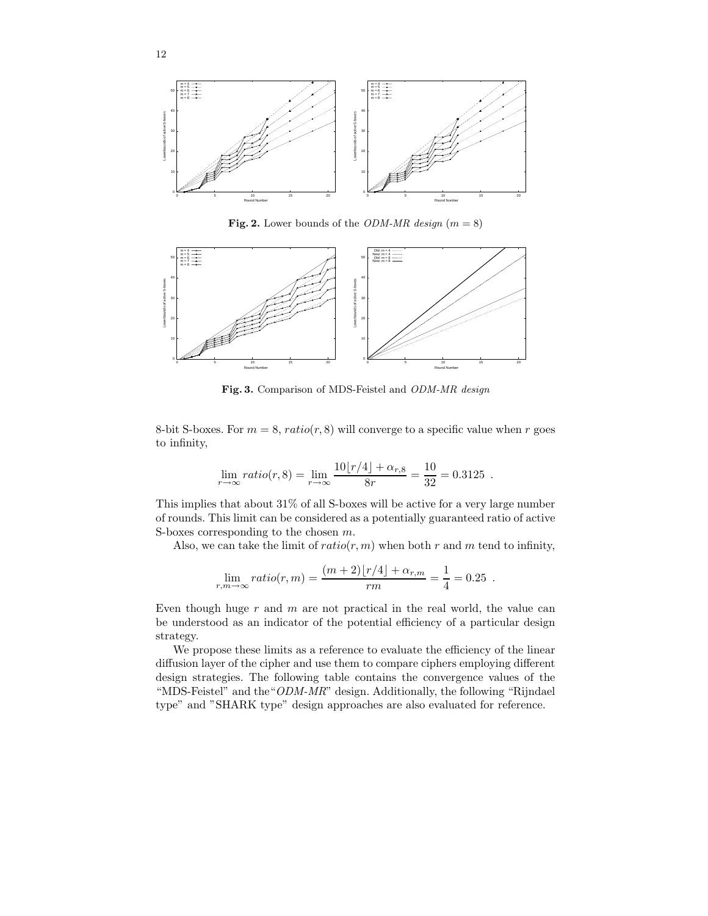**Fig. 2.** Lower bounds of the *ODM-MR design* ($m = 8$)

**Fig. 3.** Comparison of MDS-Feistel and *ODM-MR design*

8-bit S-boxes. For $m = 8$, $ratio(r, 8)$ will converge to a specific value when $r$ goes to infinity,

$$\lim_{r \to \infty} ratio(r, 8) = \lim_{r \to \infty} \frac{10\lfloor r/4 \rfloor + \alpha_{r,8}}{8r} = \frac{10}{32} = 0.3125 \ .$$

This implies that about 31% of all S-boxes will be active for a very large number of rounds. This limit can be considered as a potentially guaranteed ratio of active S-boxes corresponding to the chosen $m$.

Also, we can take the limit of $ratio(r, m)$ when both $r$ and $m$ tend to infinity,

$$\lim_{r,m \to \infty} ratio(r, m) = \frac{(m + 2)\lfloor r/4 \rfloor + \alpha_{r,m}}{rm} = \frac{1}{4} = 0.25 \ .$$

Even though huge $r$ and $m$ are not practical in the real world, the value can be understood as an indicator of the potential efficiency of a particular design strategy.

We propose these limits as a reference to evaluate the efficiency of the linear diffusion layer of the cipher and use them to compare ciphers employing different design strategies. The following table contains the convergence values of the "MDS-Feistel" and the"*ODM-MR*" design. Additionally, the following "Rijndael type" and "SHARK type" design approaches are also evaluated for reference.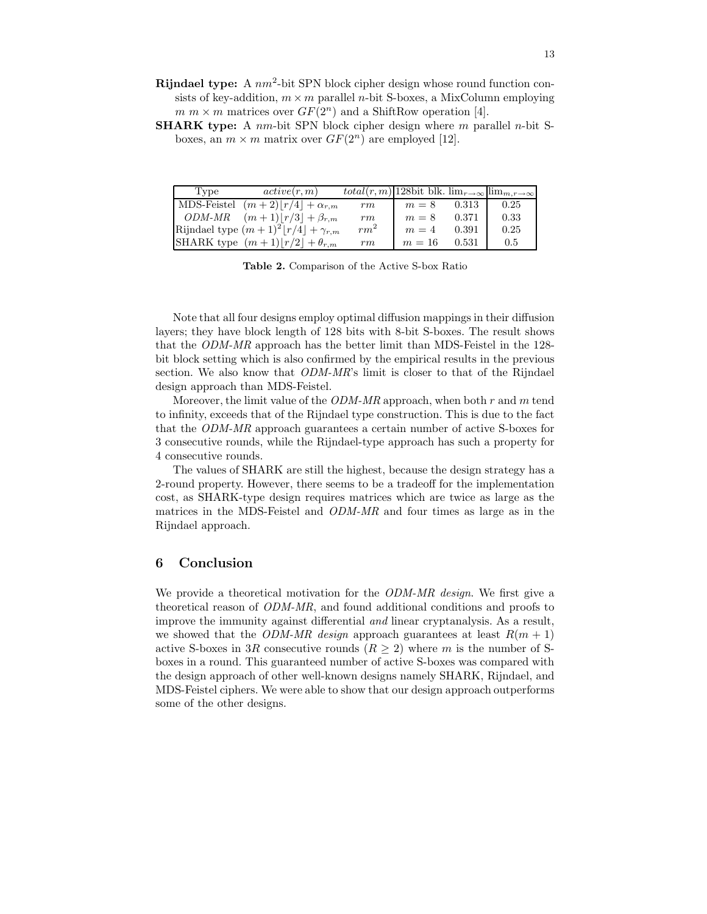**Rijndael type:** A $nm^2$-bit SPN block cipher design whose round function consists of key-addition, $m \times m$ parallel $n$-bit S-boxes, a MixColumn employing $m$ $m \times m$ matrices over $GF(2^n)$ and a ShiftRow operation [4].

**SHARK type:** A $nm$-bit SPN block cipher design where $m$ parallel $n$-bit S-boxes, an $m \times m$ matrix over $GF(2^n)$ are employed [12].

| Type | $active(r, m)$ | $total(r, m)$ | 128bit blk. | $\lim_{r\to\infty}$ | $\lim_{m,r\to\infty}$ |
|---|---|---|---|---|---|
| MDS-Feistel | $(m+2)\lfloor r/4 \rfloor + \alpha_{r,m}$ | $rm$ | $m = 8$ | 0.313 | 0.25 |
| *ODM-MR* | $(m+1)\lfloor r/3 \rfloor + \beta_{r,m}$ | $rm$ | $m = 8$ | 0.371 | 0.33 |
| Rijndael type | $(m+1)^2\lfloor r/4 \rfloor + \gamma_{r,m}$ | $rm^2$ | $m = 4$ | 0.391 | 0.25 |
| SHARK type | $(m+1)\lfloor r/2 \rfloor + \theta_{r,m}$ | $rm$ | $m = 16$ | 0.531 | 0.5 |

**Table 2.** Comparison of the Active S-box Ratio

Note that all four designs employ optimal diffusion mappings in their diffusion layers; they have block length of 128 bits with 8-bit S-boxes. The result shows that the *ODM-MR* approach has the better limit than MDS-Feistel in the 128-bit block setting which is also confirmed by the empirical results in the previous section. We also know that *ODM-MR*'s limit is closer to that of the Rijndael design approach than MDS-Feistel.

Moreover, the limit value of the *ODM-MR* approach, when both $r$ and $m$ tend to infinity, exceeds that of the Rijndael type construction. This is due to the fact that the *ODM-MR* approach guarantees a certain number of active S-boxes for 3 consecutive rounds, while the Rijndael-type approach has such a property for 4 consecutive rounds.

The values of SHARK are still the highest, because the design strategy has a 2-round property. However, there seems to be a tradeoff for the implementation cost, as SHARK-type design requires matrices which are twice as large as the matrices in the MDS-Feistel and *ODM-MR* and four times as large as in the Rijndael approach.

## 6 Conclusion

We provide a theoretical motivation for the *ODM-MR design*. We first give a theoretical reason of *ODM-MR*, and found additional conditions and proofs to improve the immunity against differential *and* linear cryptanalysis. As a result, we showed that the *ODM-MR design* approach guarantees at least $R(m + 1)$ active S-boxes in $3R$ consecutive rounds ($R \geq 2$) where $m$ is the number of S-boxes in a round. This guaranteed number of active S-boxes was compared with the design approach of other well-known designs namely SHARK, Rijndael, and MDS-Feistel ciphers. We were able to show that our design approach outperforms some of the other designs.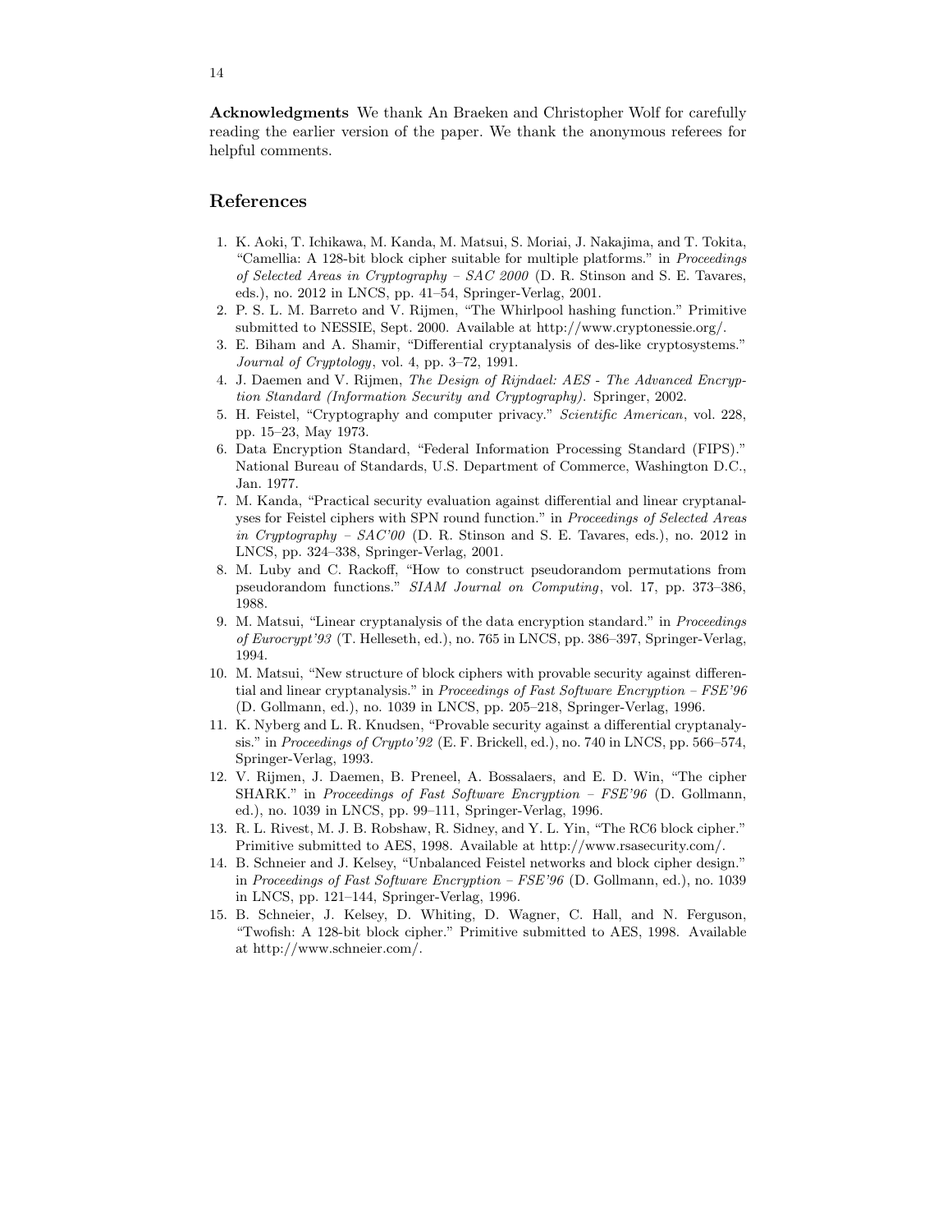**Acknowledgments** We thank An Braeken and Christopher Wolf for carefully reading the earlier version of the paper. We thank the anonymous referees for helpful comments.

## References

1. K. Aoki, T. Ichikawa, M. Kanda, M. Matsui, S. Moriai, J. Nakajima, and T. Tokita, "Camellia: A 128-bit block cipher suitable for multiple platforms." in *Proceedings of Selected Areas in Cryptography – SAC 2000* (D. R. Stinson and S. E. Tavares, eds.), no. 2012 in LNCS, pp. 41–54, Springer-Verlag, 2001.
2. P. S. L. M. Barreto and V. Rijmen, "The Whirlpool hashing function." Primitive submitted to NESSIE, Sept. 2000. Available at http://www.cryptonessie.org/.
3. E. Biham and A. Shamir, "Differential cryptanalysis of des-like cryptosystems." *Journal of Cryptology*, vol. 4, pp. 3–72, 1991.
4. J. Daemen and V. Rijmen, *The Design of Rijndael: AES - The Advanced Encryption Standard (Information Security and Cryptography)*. Springer, 2002.
5. H. Feistel, "Cryptography and computer privacy." *Scientific American*, vol. 228, pp. 15–23, May 1973.
6. Data Encryption Standard, "Federal Information Processing Standard (FIPS)." National Bureau of Standards, U.S. Department of Commerce, Washington D.C., Jan. 1977.
7. M. Kanda, "Practical security evaluation against differential and linear cryptanalyses for Feistel ciphers with SPN round function." in *Proceedings of Selected Areas in Cryptography – SAC'00* (D. R. Stinson and S. E. Tavares, eds.), no. 2012 in LNCS, pp. 324–338, Springer-Verlag, 2001.
8. M. Luby and C. Rackoff, "How to construct pseudorandom permutations from pseudorandom functions." *SIAM Journal on Computing*, vol. 17, pp. 373–386, 1988.
9. M. Matsui, "Linear cryptanalysis of the data encryption standard." in *Proceedings of Eurocrypt'93* (T. Helleseth, ed.), no. 765 in LNCS, pp. 386–397, Springer-Verlag, 1994.
10. M. Matsui, "New structure of block ciphers with provable security against differential and linear cryptanalysis." in *Proceedings of Fast Software Encryption – FSE'96* (D. Gollmann, ed.), no. 1039 in LNCS, pp. 205–218, Springer-Verlag, 1996.
11. K. Nyberg and L. R. Knudsen, "Provable security against a differential cryptanalysis." in *Proceedings of Crypto'92* (E. F. Brickell, ed.), no. 740 in LNCS, pp. 566–574, Springer-Verlag, 1993.
12. V. Rijmen, J. Daemen, B. Preneel, A. Bossalaers, and E. D. Win, "The cipher SHARK." in *Proceedings of Fast Software Encryption – FSE'96* (D. Gollmann, ed.), no. 1039 in LNCS, pp. 99–111, Springer-Verlag, 1996.
13. R. L. Rivest, M. J. B. Robshaw, R. Sidney, and Y. L. Yin, "The RC6 block cipher." Primitive submitted to AES, 1998. Available at http://www.rsasecurity.com/.
14. B. Schneier and J. Kelsey, "Unbalanced Feistel networks and block cipher design." in *Proceedings of Fast Software Encryption – FSE'96* (D. Gollmann, ed.), no. 1039 in LNCS, pp. 121–144, Springer-Verlag, 1996.
15. B. Schneier, J. Kelsey, D. Whiting, D. Wagner, C. Hall, and N. Ferguson, "Twofish: A 128-bit block cipher." Primitive submitted to AES, 1998. Available at http://www.schneier.com/.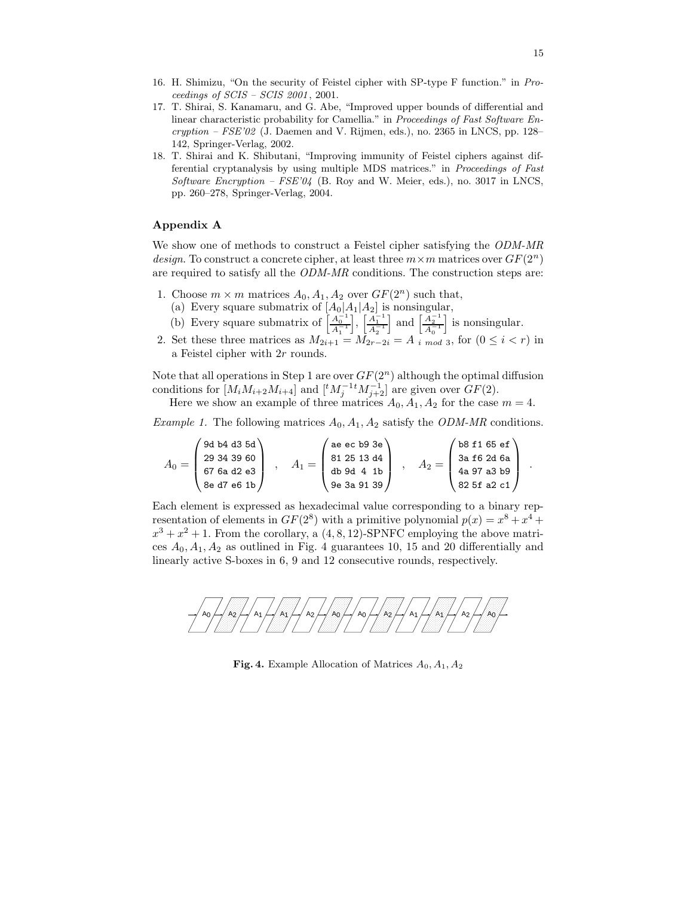16. H. Shimizu, "On the security of Feistel cipher with SP-type F function." in *Proceedings of SCIS – SCIS 2001*, 2001.
17. T. Shirai, S. Kanamaru, and G. Abe, "Improved upper bounds of differential and linear characteristic probability for Camellia." in *Proceedings of Fast Software Encryption – FSE'02* (J. Daemen and V. Rijmen, eds.), no. 2365 in LNCS, pp. 128–142, Springer-Verlag, 2002.
18. T. Shirai and K. Shibutani, "Improving immunity of Feistel ciphers against differential cryptanalysis by using multiple MDS matrices." in *Proceedings of Fast Software Encryption – FSE'04* (B. Roy and W. Meier, eds.), no. 3017 in LNCS, pp. 260–278, Springer-Verlag, 2004.

## Appendix A

We show one of methods to construct a Feistel cipher satisfying the *ODM-MR design*. To construct a concrete cipher, at least three $m \times m$ matrices over $GF(2^n)$ are required to satisfy all the *ODM-MR* conditions. The construction steps are:

1. Choose $m \times m$ matrices $A_0, A_1, A_2$ over $GF(2^n)$ such that,
   (a) Every square submatrix of $[A_0|A_1|A_2]$ is nonsingular,
   (b) Every square submatrix of $\left[\frac{A_0^{-1}}{A_1^{-1}}\right]$, $\left[\frac{A_1^{-1}}{A_2^{-1}}\right]$ and $\left[\frac{A_2^{-1}}{A_0^{-1}}\right]$ is nonsingular.
2. Set these three matrices as $M_{2i+1} = M_{2r-2i} = A_{\ i \bmod 3}$, for $(0 \le i < r)$ in a Feistel cipher with $2r$ rounds.

Note that all operations in Step 1 are over $GF(2^n)$ although the optimal diffusion conditions for $[M_i M_{i+2} M_{i+4}]$ and $[{}^t M_j^{-1} {}^t M_{j+2}^{-1}]$ are given over $GF(2)$.

Here we show an example of three matrices $A_0, A_1, A_2$ for the case $m = 4$.

*Example 1.* The following matrices $A_0, A_1, A_2$ satisfy the *ODM-MR* conditions.

$$A_0 = \begin{pmatrix} \texttt{9d} & \texttt{b4} & \texttt{d3} & \texttt{5d} \\ \texttt{29} & \texttt{34} & \texttt{39} & \texttt{60} \\ \texttt{67} & \texttt{6a} & \texttt{d2} & \texttt{e3} \\ \texttt{8e} & \texttt{d7} & \texttt{e6} & \texttt{1b} \end{pmatrix}, \quad A_1 = \begin{pmatrix} \texttt{ae} & \texttt{ec} & \texttt{b9} & \texttt{3e} \\ \texttt{81} & \texttt{25} & \texttt{13} & \texttt{d4} \\ \texttt{db} & \texttt{9d} & \texttt{4} & \texttt{1b} \\ \texttt{9e} & \texttt{3a} & \texttt{91} & \texttt{39} \end{pmatrix}, \quad A_2 = \begin{pmatrix} \texttt{b8} & \texttt{f1} & \texttt{65} & \texttt{ef} \\ \texttt{3a} & \texttt{f6} & \texttt{2d} & \texttt{6a} \\ \texttt{4a} & \texttt{97} & \texttt{a3} & \texttt{b9} \\ \texttt{82} & \texttt{5f} & \texttt{a2} & \texttt{c1} \end{pmatrix}.$$

Each element is expressed as hexadecimal value corresponding to a binary representation of elements in $GF(2^8)$ with a primitive polynomial $p(x) = x^8 + x^4 + x^3 + x^2 + 1$. From the corollary, a $(4, 8, 12)$-SPNFC employing the above matrices $A_0, A_1, A_2$ as outlined in Fig. 4 guarantees 10, 15 and 20 differentially and linearly active S-boxes in 6, 9 and 12 consecutive rounds, respectively.

A0 A2 A1 A1 A2 A0 A0 A2 A1 A1 A2 A0

**Fig. 4.** Example Allocation of Matrices $A_0, A_1, A_2$